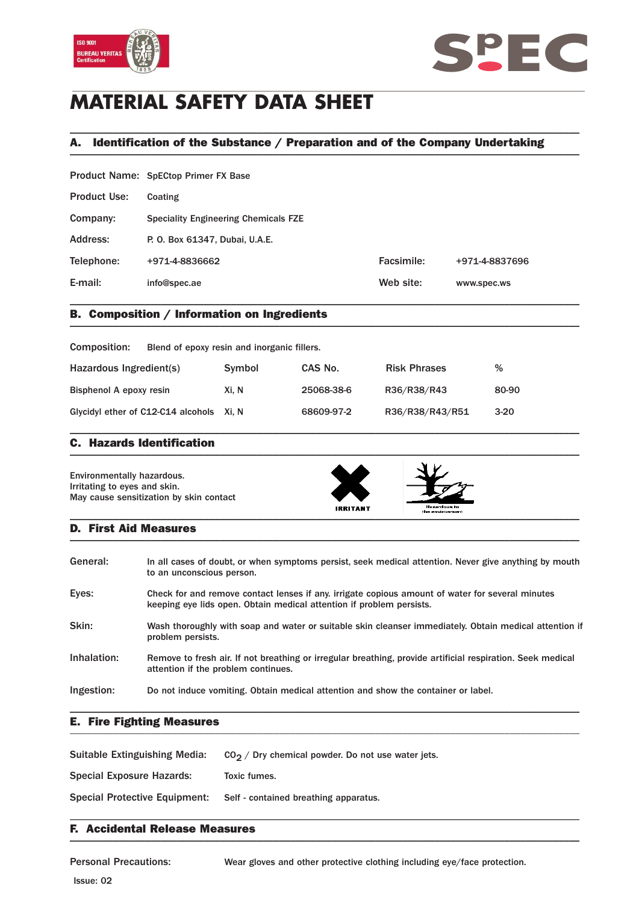# MATERIAL SAFETY DATA SHEET

## A. Identification of the Substance / Preparation and of the Company Undertaking

| | | | |
|---|---|---|---|
| Product Name: | SpECtop Primer FX Base | | |
| Product Use: | Coating | | |
| Company: | Speciality Engineering Chemicals FZE | | |
| Address: | P. O. Box 61347, Dubai, U.A.E. | | |
| Telephone: | +971-4-8836662 | Facsimile: | +971-4-8837696 |
| E-mail: | info@spec.ae | Web site: | www.spec.ws |

## B. Composition / Information on Ingredients

Composition: Blend of epoxy resin and inorganic fillers.

| Hazardous Ingredient(s) | Symbol | CAS No. | Risk Phrases | % |
|---|---|---|---|---|
| Bisphenol A epoxy resin | Xi, N | 25068-38-6 | R36/R38/R43 | 80-90 |
| Glycidyl ether of C12-C14 alcohols | Xi, N | 68609-97-2 | R36/R38/R43/R51 | 3-20 |

## C. Hazards Identification

Environmentally hazardous.
Irritating to eyes and skin.
May cause sensitization by skin contact

IRRITANT

Hazardous to the environment

## D. First Aid Measures

**General:** In all cases of doubt, or when symptoms persist, seek medical attention. Never give anything by mouth to an unconscious person.

**Eyes:** Check for and remove contact lenses if any. irrigate copious amount of water for several minutes keeping eye lids open. Obtain medical attention if problem persists.

**Skin:** Wash thoroughly with soap and water or suitable skin cleanser immediately. Obtain medical attention if problem persists.

**Inhalation:** Remove to fresh air. If not breathing or irregular breathing, provide artificial respiration. Seek medical attention if the problem continues.

**Ingestion:** Do not induce vomiting. Obtain medical attention and show the container or label.

## E. Fire Fighting Measures

**Suitable Extinguishing Media:** $CO_2$ / Dry chemical powder. Do not use water jets.

**Special Exposure Hazards:** Toxic fumes.

**Special Protective Equipment:** Self - contained breathing apparatus.

## F. Accidental Release Measures

**Personal Precautions:** Wear gloves and other protective clothing including eye/face protection.

Issue: 02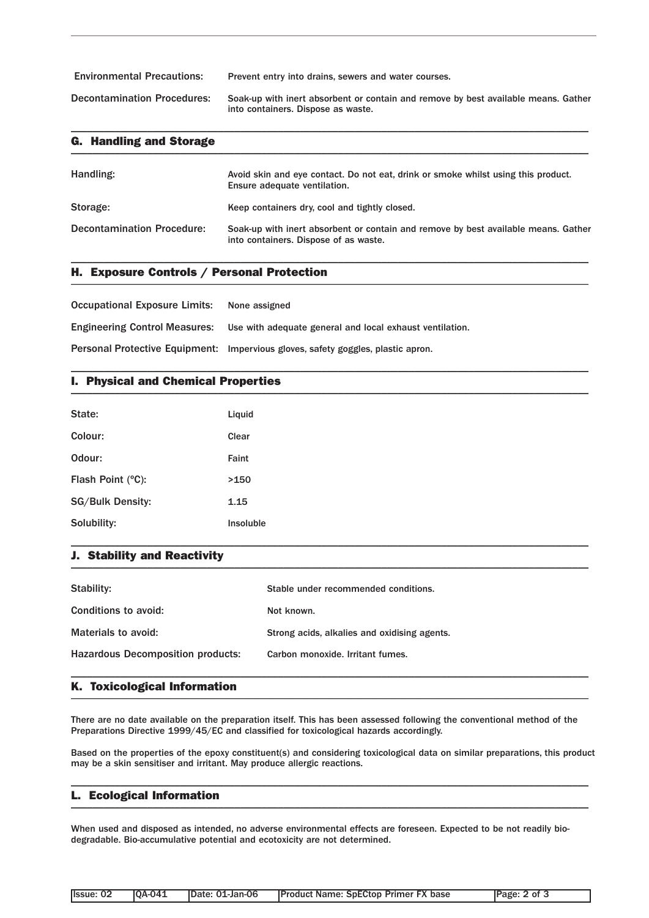Environmental Precautions: Prevent entry into drains, sewers and water courses.

Decontamination Procedures: Soak-up with inert absorbent or contain and remove by best available means. Gather into containers. Dispose as waste.

## G. Handling and Storage

| | |
|---|---|
| Handling: | Avoid skin and eye contact. Do not eat, drink or smoke whilst using this product. Ensure adequate ventilation. |
| Storage: | Keep containers dry, cool and tightly closed. |
| Decontamination Procedure: | Soak-up with inert absorbent or contain and remove by best available means. Gather into containers. Dispose of as waste. |

## H. Exposure Controls / Personal Protection

| | |
|---|---|
| Occupational Exposure Limits: | None assigned |
| Engineering Control Measures: | Use with adequate general and local exhaust ventilation. |
| Personal Protective Equipment: | Impervious gloves, safety goggles, plastic apron. |

## I. Physical and Chemical Properties

| | |
|---|---|
| State: | Liquid |
| Colour: | Clear |
| Odour: | Faint |
| Flash Point (°C): | >150 |
| SG/Bulk Density: | 1.15 |
| Solubility: | Insoluble |

## J. Stability and Reactivity

| | |
|---|---|
| Stability: | Stable under recommended conditions. |
| Conditions to avoid: | Not known. |
| Materials to avoid: | Strong acids, alkalies and oxidising agents. |
| Hazardous Decomposition products: | Carbon monoxide. Irritant fumes. |

## K. Toxicological Information

There are no date available on the preparation itself. This has been assessed following the conventional method of the Preparations Directive 1999/45/EC and classified for toxicological hazards accordingly.

Based on the properties of the epoxy constituent(s) and considering toxicological data on similar preparations, this product may be a skin sensitiser and irritant. May produce allergic reactions.

## L. Ecological Information

When used and disposed as intended, no adverse environmental effects are foreseen. Expected to be not readily bio-degradable. Bio-accumulative potential and ecotoxicity are not determined.

| Issue: 02 | QA-041 | Date: 01-Jan-06 | Product Name: SpECtop Primer FX base |
|---|---|---|---|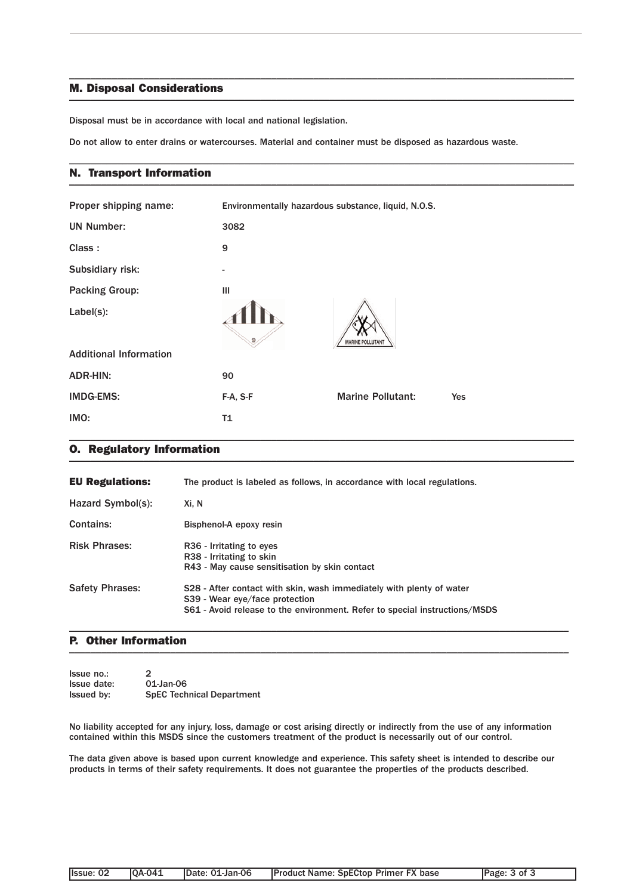## M. Disposal Considerations

Disposal must be in accordance with local and national legislation.

Do not allow to enter drains or watercourses. Material and container must be disposed as hazardous waste.

## N. Transport Information

| | | | |
|---|---|---|---|
| Proper shipping name: | Environmentally hazardous substance, liquid, N.O.S. | | |
| UN Number: | 3082 | | |
| Class : | 9 | | |
| Subsidiary risk: | - | | |
| Packing Group: | III | | |
| Label(s): | | | |
| Additional Information | | | |
| ADR-HIN: | 90 | | |
| IMDG-EMS: | F-A, S-F | Marine Pollutant: | Yes |
| IMO: | T1 | | |

## O. Regulatory Information

| | |
|---|---|
| **EU Regulations:** | The product is labeled as follows, in accordance with local regulations. |
| Hazard Symbol(s): | Xi, N |
| Contains: | Bisphenol-A epoxy resin |
| Risk Phrases: | R36 - Irritating to eyes<br>R38 - Irritating to skin<br>R43 - May cause sensitisation by skin contact |
| Safety Phrases: | S28 - After contact with skin, wash immediately with plenty of water<br>S39 - Wear eye/face protection<br>S61 - Avoid release to the environment. Refer to special instructions/MSDS |

## P. Other Information

Issue no.: 2
Issue date: 01-Jan-06
Issued by: SpEC Technical Department

No liability accepted for any injury, loss, damage or cost arising directly or indirectly from the use of any information contained within this MSDS since the customers treatment of the product is necessarily out of our control.

The data given above is based upon current knowledge and experience. This safety sheet is intended to describe our products in terms of their safety requirements. It does not guarantee the properties of the products described.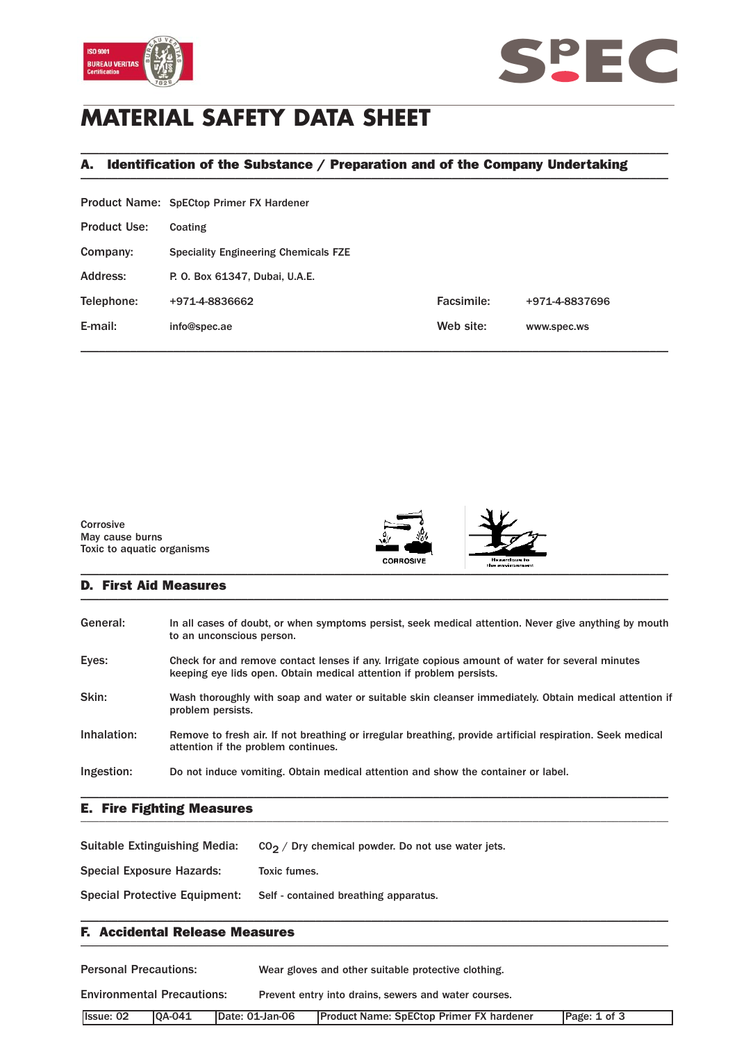# MATERIAL SAFETY DATA SHEET

## A. Identification of the Substance / Preparation and of the Company Undertaking

| | | | |
|---|---|---|---|
| Product Name: | SpECtop Primer FX Hardener | | |
| Product Use: | Coating | | |
| Company: | Speciality Engineering Chemicals FZE | | |
| Address: | P. O. Box 61347, Dubai, U.A.E. | | |
| Telephone: | +971-4-8836662 | Facsimile: | +971-4-8837696 |
| E-mail: | info@spec.ae | Web site: | www.spec.ws |

Corrosive
May cause burns
Toxic to aquatic organisms

CORROSIVE

Hazardous to the environment

## D. First Aid Measures

**General:** In all cases of doubt, or when symptoms persist, seek medical attention. Never give anything by mouth to an unconscious person.

**Eyes:** Check for and remove contact lenses if any. Irrigate copious amount of water for several minutes keeping eye lids open. Obtain medical attention if problem persists.

**Skin:** Wash thoroughly with soap and water or suitable skin cleanser immediately. Obtain medical attention if problem persists.

**Inhalation:** Remove to fresh air. If not breathing or irregular breathing, provide artificial respiration. Seek medical attention if the problem continues.

**Ingestion:** Do not induce vomiting. Obtain medical attention and show the container or label.

## E. Fire Fighting Measures

**Suitable Extinguishing Media:** $CO_2$ / Dry chemical powder. Do not use water jets.

**Special Exposure Hazards:** Toxic fumes.

**Special Protective Equipment:** Self - contained breathing apparatus.

## F. Accidental Release Measures

**Personal Precautions:** Wear gloves and other suitable protective clothing.

**Environmental Precautions:** Prevent entry into drains, sewers and water courses.

| Issue: 02 | QA-041 | Date: 01-Jan-06 | Product Name: SpECtop Primer FX hardener |
|---|---|---|---|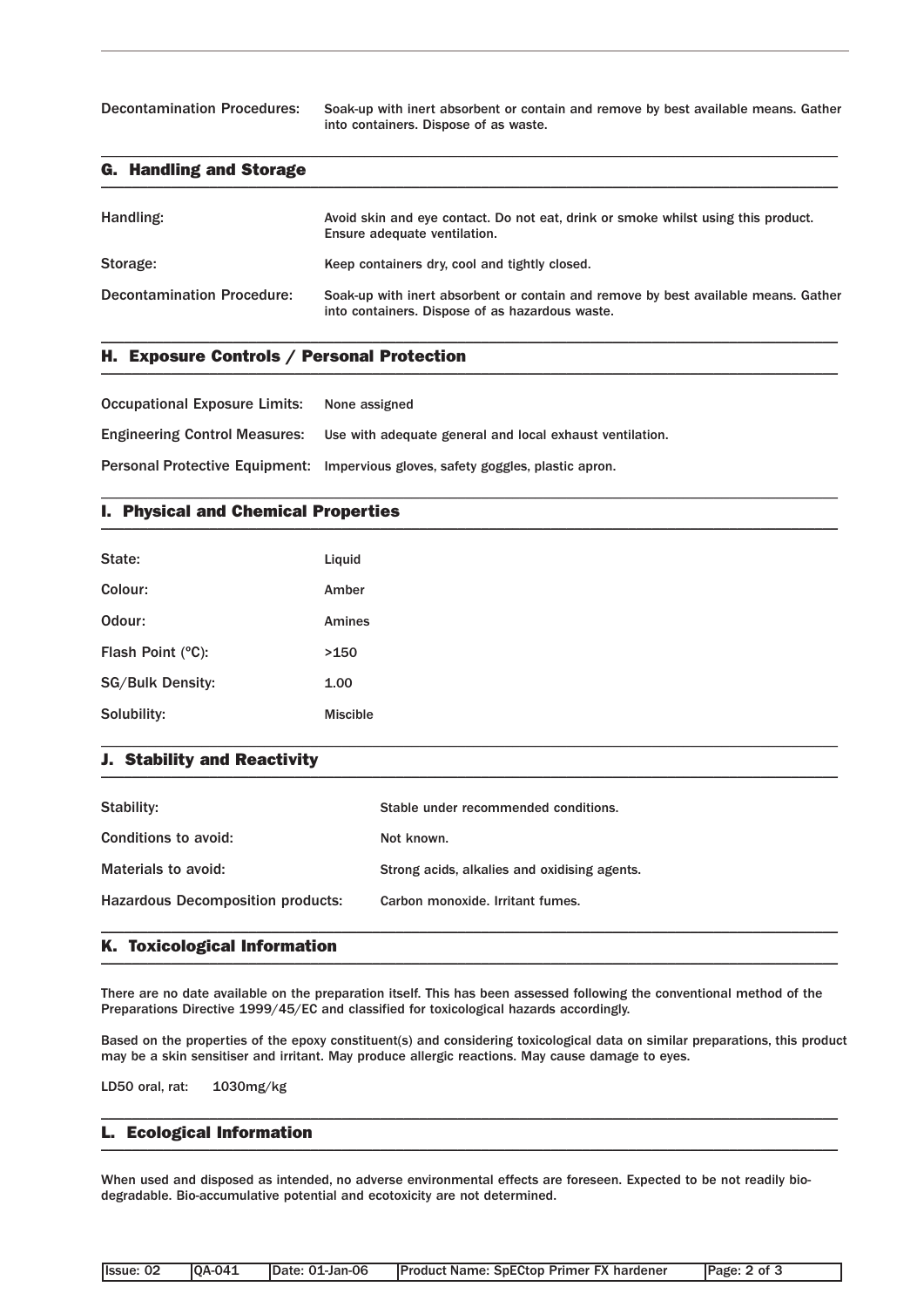Decontamination Procedures: Soak-up with inert absorbent or contain and remove by best available means. Gather into containers. Dispose of as waste.

## G. Handling and Storage

| | |
|---|---|
| Handling: | Avoid skin and eye contact. Do not eat, drink or smoke whilst using this product. Ensure adequate ventilation. |
| Storage: | Keep containers dry, cool and tightly closed. |
| Decontamination Procedure: | Soak-up with inert absorbent or contain and remove by best available means. Gather into containers. Dispose of as hazardous waste. |

## H. Exposure Controls / Personal Protection

| | |
|---|---|
| Occupational Exposure Limits: | None assigned |
| Engineering Control Measures: | Use with adequate general and local exhaust ventilation. |
| Personal Protective Equipment: | Impervious gloves, safety goggles, plastic apron. |

## I. Physical and Chemical Properties

| | |
|---|---|
| State: | Liquid |
| Colour: | Amber |
| Odour: | Amines |
| Flash Point (°C): | >150 |
| SG/Bulk Density: | 1.00 |
| Solubility: | Miscible |

## J. Stability and Reactivity

| | |
|---|---|
| Stability: | Stable under recommended conditions. |
| Conditions to avoid: | Not known. |
| Materials to avoid: | Strong acids, alkalies and oxidising agents. |
| Hazardous Decomposition products: | Carbon monoxide. Irritant fumes. |

## K. Toxicological Information

There are no date available on the preparation itself. This has been assessed following the conventional method of the Preparations Directive 1999/45/EC and classified for toxicological hazards accordingly.

Based on the properties of the epoxy constituent(s) and considering toxicological data on similar preparations, this product may be a skin sensitiser and irritant. May produce allergic reactions. May cause damage to eyes.

LD50 oral, rat: 1030mg/kg

## L. Ecological Information

When used and disposed as intended, no adverse environmental effects are foreseen. Expected to be not readily bio-degradable. Bio-accumulative potential and ecotoxicity are not determined.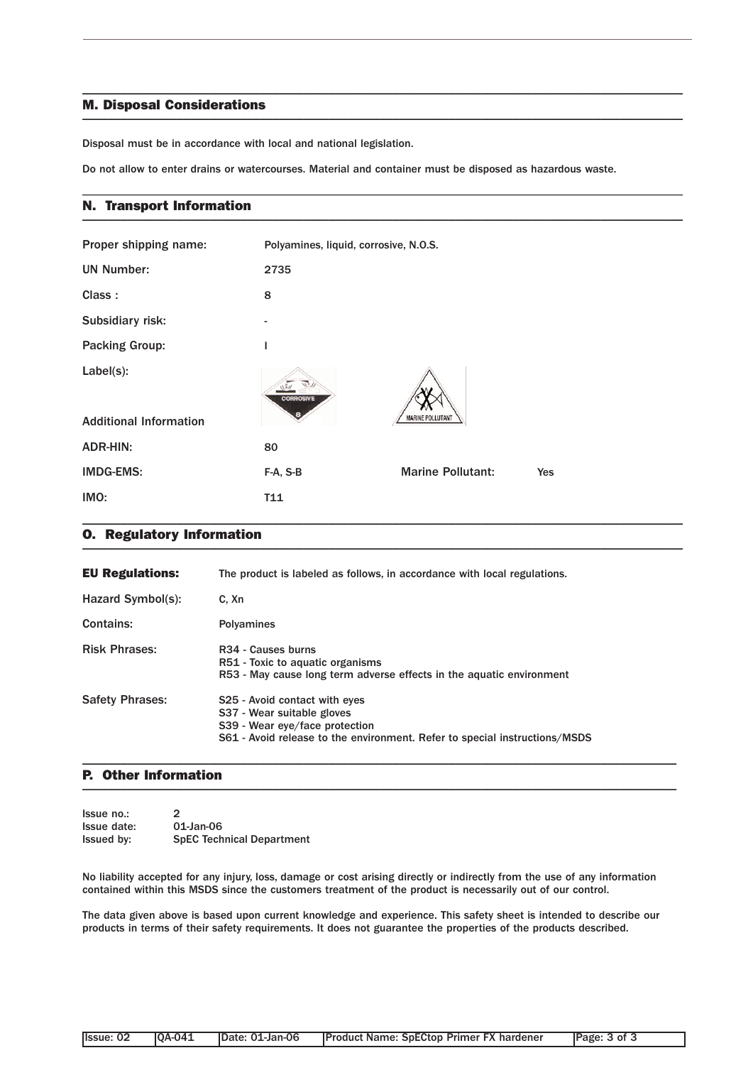## M. Disposal Considerations

Disposal must be in accordance with local and national legislation.

Do not allow to enter drains or watercourses. Material and container must be disposed as hazardous waste.

## N. Transport Information

| | | | |
|---|---|---|---|
| Proper shipping name: | Polyamines, liquid, corrosive, N.O.S. | | |
| UN Number: | 2735 | | |
| Class : | 8 | | |
| Subsidiary risk: | - | | |
| Packing Group: | I | | |
| Label(s): | CORROSIVE 8 | MARINE POLLUTANT | |
| Additional Information | | | |
| ADR-HIN: | 80 | | |
| IMDG-EMS: | F-A, S-B | Marine Pollutant: | Yes |
| IMO: | T11 | | |

## O. Regulatory Information

| | |
|---|---|
| **EU Regulations:** | The product is labeled as follows, in accordance with local regulations. |
| Hazard Symbol(s): | C, Xn |
| Contains: | Polyamines |
| Risk Phrases: | R34 - Causes burns<br>R51 - Toxic to aquatic organisms<br>R53 - May cause long term adverse effects in the aquatic environment |
| Safety Phrases: | S25 - Avoid contact with eyes<br>S37 - Wear suitable gloves<br>S39 - Wear eye/face protection<br>S61 - Avoid release to the environment. Refer to special instructions/MSDS |

## P. Other Information

Issue no.: 2
Issue date: 01-Jan-06
Issued by: SpEC Technical Department

No liability accepted for any injury, loss, damage or cost arising directly or indirectly from the use of any information contained within this MSDS since the customers treatment of the product is necessarily out of our control.

The data given above is based upon current knowledge and experience. This safety sheet is intended to describe our products in terms of their safety requirements. It does not guarantee the properties of the products described.